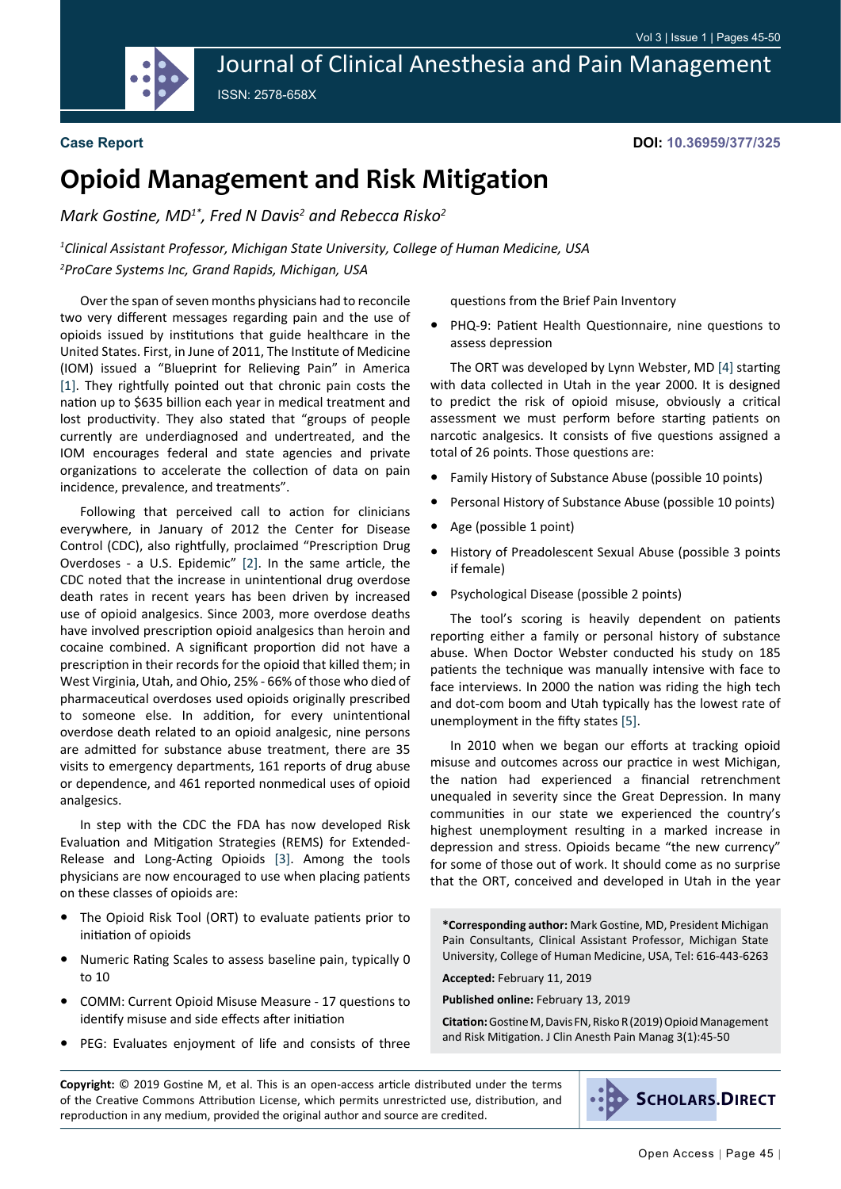Journal of Clinical Anesthesia and Pain Management

ISSN: 2578-658X

**Case Report**

**DOI: 10.36959/377/325**

# Opioid Management and Risk Mitigation

*Mark Gostine, MD[1*], Fred N Davis[2] and Rebecca Risko[2]*

*[1]Clinical Assistant Professor, Michigan State University, College of Human Medicine, USA*

*[2]ProCare Systems Inc, Grand Rapids, Michigan, USA*

Over the span of seven months physicians had to reconcile two very different messages regarding pain and the use of opioids issued by institutions that guide healthcare in the United States. First, in June of 2011, The Institute of Medicine (IOM) issued a "Blueprint for Relieving Pain" in America [1]. They rightfully pointed out that chronic pain costs the nation up to $635 billion each year in medical treatment and lost productivity. They also stated that "groups of people currently are underdiagnosed and undertreated, and the IOM encourages federal and state agencies and private organizations to accelerate the collection of data on pain incidence, prevalence, and treatments".

Following that perceived call to action for clinicians everywhere, in January of 2012 the Center for Disease Control (CDC), also rightfully, proclaimed "Prescription Drug Overdoses - a U.S. Epidemic" [2]. In the same article, the CDC noted that the increase in unintentional drug overdose death rates in recent years has been driven by increased use of opioid analgesics. Since 2003, more overdose deaths have involved prescription opioid analgesics than heroin and cocaine combined. A significant proportion did not have a prescription in their records for the opioid that killed them; in West Virginia, Utah, and Ohio, 25% - 66% of those who died of pharmaceutical overdoses used opioids originally prescribed to someone else. In addition, for every unintentional overdose death related to an opioid analgesic, nine persons are admitted for substance abuse treatment, there are 35 visits to emergency departments, 161 reports of drug abuse or dependence, and 461 reported nonmedical uses of opioid analgesics.

In step with the CDC the FDA has now developed Risk Evaluation and Mitigation Strategies (REMS) for Extended-Release and Long-Acting Opioids [3]. Among the tools physicians are now encouraged to use when placing patients on these classes of opioids are:

- The Opioid Risk Tool (ORT) to evaluate patients prior to initiation of opioids
- Numeric Rating Scales to assess baseline pain, typically 0 to 10
- COMM: Current Opioid Misuse Measure - 17 questions to identify misuse and side effects after initiation
- PEG: Evaluates enjoyment of life and consists of three questions from the Brief Pain Inventory
- PHQ-9: Patient Health Questionnaire, nine questions to assess depression

The ORT was developed by Lynn Webster, MD [4] starting with data collected in Utah in the year 2000. It is designed to predict the risk of opioid misuse, obviously a critical assessment we must perform before starting patients on narcotic analgesics. It consists of five questions assigned a total of 26 points. Those questions are:

- Family History of Substance Abuse (possible 10 points)
- Personal History of Substance Abuse (possible 10 points)
- Age (possible 1 point)
- History of Preadolescent Sexual Abuse (possible 3 points if female)
- Psychological Disease (possible 2 points)

The tool's scoring is heavily dependent on patients reporting either a family or personal history of substance abuse. When Doctor Webster conducted his study on 185 patients the technique was manually intensive with face to face interviews. In 2000 the nation was riding the high tech and dot-com boom and Utah typically has the lowest rate of unemployment in the fifty states [5].

In 2010 when we began our efforts at tracking opioid misuse and outcomes across our practice in west Michigan, the nation had experienced a financial retrenchment unequaled in severity since the Great Depression. In many communities in our state we experienced the country's highest unemployment resulting in a marked increase in depression and stress. Opioids became "the new currency" for some of those out of work. It should come as no surprise that the ORT, conceived and developed in Utah in the year

**\*Corresponding author:** Mark Gostine, MD, President Michigan Pain Consultants, Clinical Assistant Professor, Michigan State University, College of Human Medicine, USA, Tel: 616-443-6263

**Accepted:** February 11, 2019

**Published online:** February 13, 2019

**Citation:** Gostine M, Davis FN, Risko R (2019) Opioid Management and Risk Mitigation. J Clin Anesth Pain Manag 3(1):45-50

**Copyright:** © 2019 Gostine M, et al. This is an open-access article distributed under the terms of the Creative Commons Attribution License, which permits unrestricted use, distribution, and reproduction in any medium, provided the original author and source are credited.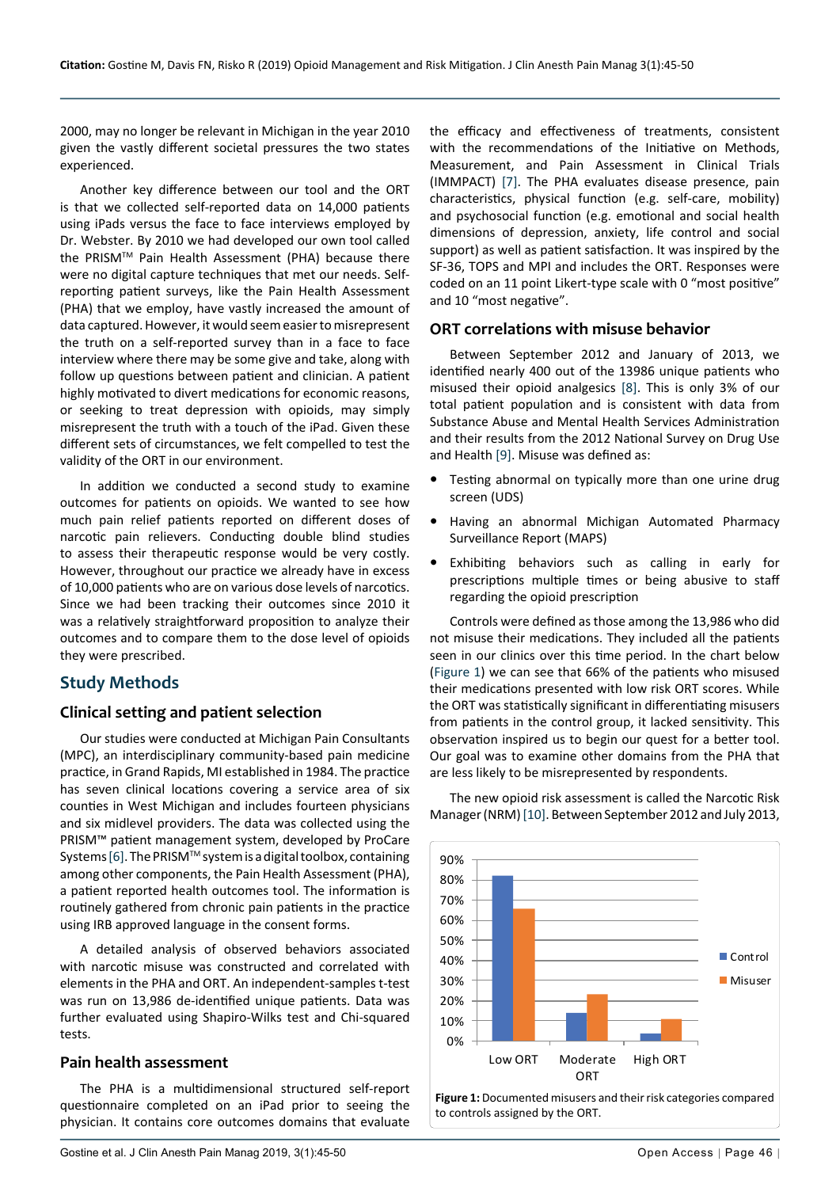2000, may no longer be relevant in Michigan in the year 2010 given the vastly different societal pressures the two states experienced.

Another key difference between our tool and the ORT is that we collected self-reported data on 14,000 patients using iPads versus the face to face interviews employed by Dr. Webster. By 2010 we had developed our own tool called the PRISM™ Pain Health Assessment (PHA) because there were no digital capture techniques that met our needs. Self-reporting patient surveys, like the Pain Health Assessment (PHA) that we employ, have vastly increased the amount of data captured. However, it would seem easier to misrepresent the truth on a self-reported survey than in a face to face interview where there may be some give and take, along with follow up questions between patient and clinician. A patient highly motivated to divert medications for economic reasons, or seeking to treat depression with opioids, may simply misrepresent the truth with a touch of the iPad. Given these different sets of circumstances, we felt compelled to test the validity of the ORT in our environment.

In addition we conducted a second study to examine outcomes for patients on opioids. We wanted to see how much pain relief patients reported on different doses of narcotic pain relievers. Conducting double blind studies to assess their therapeutic response would be very costly. However, throughout our practice we already have in excess of 10,000 patients who are on various dose levels of narcotics. Since we had been tracking their outcomes since 2010 it was a relatively straightforward proposition to analyze their outcomes and to compare them to the dose level of opioids they were prescribed.

## Study Methods

### Clinical setting and patient selection

Our studies were conducted at Michigan Pain Consultants (MPC), an interdisciplinary community-based pain medicine practice, in Grand Rapids, MI established in 1984. The practice has seven clinical locations covering a service area of six counties in West Michigan and includes fourteen physicians and six midlevel providers. The data was collected using the PRISM™ patient management system, developed by ProCare Systems [6]. The PRISM™ system is a digital toolbox, containing among other components, the Pain Health Assessment (PHA), a patient reported health outcomes tool. The information is routinely gathered from chronic pain patients in the practice using IRB approved language in the consent forms.

A detailed analysis of observed behaviors associated with narcotic misuse was constructed and correlated with elements in the PHA and ORT. An independent-samples t-test was run on 13,986 de-identified unique patients. Data was further evaluated using Shapiro-Wilks test and Chi-squared tests.

### Pain health assessment

The PHA is a multidimensional structured self-report questionnaire completed on an iPad prior to seeing the physician. It contains core outcomes domains that evaluate the efficacy and effectiveness of treatments, consistent with the recommendations of the Initiative on Methods, Measurement, and Pain Assessment in Clinical Trials (IMMPACT) [7]. The PHA evaluates disease presence, pain characteristics, physical function (e.g. self-care, mobility) and psychosocial function (e.g. emotional and social health dimensions of depression, anxiety, life control and social support) as well as patient satisfaction. It was inspired by the SF-36, TOPS and MPI and includes the ORT. Responses were coded on an 11 point Likert-type scale with 0 "most positive" and 10 "most negative".

### ORT correlations with misuse behavior

Between September 2012 and January of 2013, we identified nearly 400 out of the 13986 unique patients who misused their opioid analgesics [8]. This is only 3% of our total patient population and is consistent with data from Substance Abuse and Mental Health Services Administration and their results from the 2012 National Survey on Drug Use and Health [9]. Misuse was defined as:

- Testing abnormal on typically more than one urine drug screen (UDS)
- Having an abnormal Michigan Automated Pharmacy Surveillance Report (MAPS)
- Exhibiting behaviors such as calling in early for prescriptions multiple times or being abusive to staff regarding the opioid prescription

Controls were defined as those among the 13,986 who did not misuse their medications. They included all the patients seen in our clinics over this time period. In the chart below (Figure 1) we can see that 66% of the patients who misused their medications presented with low risk ORT scores. While the ORT was statistically significant in differentiating misusers from patients in the control group, it lacked sensitivity. This observation inspired us to begin our quest for a better tool. Our goal was to examine other domains from the PHA that are less likely to be misrepresented by respondents.

The new opioid risk assessment is called the Narcotic Risk Manager (NRM) [10]. Between September 2012 and July 2013,

**Figure 1:** Documented misusers and their risk categories compared to controls assigned by the ORT.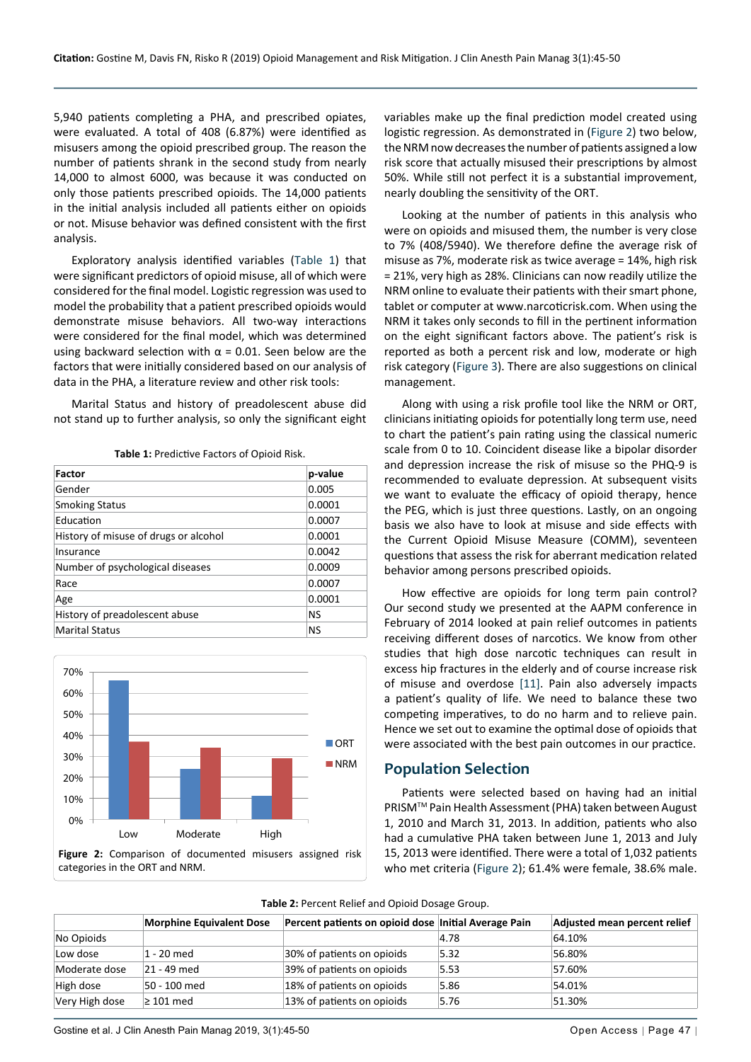5,940 patients completing a PHA, and prescribed opiates, were evaluated. A total of 408 (6.87%) were identified as misusers among the opioid prescribed group. The reason the number of patients shrank in the second study from nearly 14,000 to almost 6000, was because it was conducted on only those patients prescribed opioids. The 14,000 patients in the initial analysis included all patients either on opioids or not. Misuse behavior was defined consistent with the first analysis.

Exploratory analysis identified variables (Table 1) that were significant predictors of opioid misuse, all of which were considered for the final model. Logistic regression was used to model the probability that a patient prescribed opioids would demonstrate misuse behaviors. All two-way interactions were considered for the final model, which was determined using backward selection with $\alpha = 0.01$. Seen below are the factors that were initially considered based on our analysis of data in the PHA, a literature review and other risk tools:

Marital Status and history of preadolescent abuse did not stand up to further analysis, so only the significant eight variables make up the final prediction model created using logistic regression. As demonstrated in (Figure 2) two below, the NRM now decreases the number of patients assigned a low risk score that actually misused their prescriptions by almost 50%. While still not perfect it is a substantial improvement, nearly doubling the sensitivity of the ORT.

**Table 1:** Predictive Factors of Opioid Risk.

| Factor | p-value |
|---|---|
| Gender | 0.005 |
| Smoking Status | 0.0001 |
| Education | 0.0007 |
| History of misuse of drugs or alcohol | 0.0001 |
| Insurance | 0.0042 |
| Number of psychological diseases | 0.0009 |
| Race | 0.0007 |
| Age | 0.0001 |
| History of preadolescent abuse | NS |
| Marital Status | NS |

**Figure 2:** Comparison of documented misusers assigned risk categories in the ORT and NRM.

Looking at the number of patients in this analysis who were on opioids and misused them, the number is very close to 7% (408/5940). We therefore define the average risk of misuse as 7%, moderate risk as twice average = 14%, high risk = 21%, very high as 28%. Clinicians can now readily utilize the NRM online to evaluate their patients with their smart phone, tablet or computer at www.narcoticrisk.com. When using the NRM it takes only seconds to fill in the pertinent information on the eight significant factors above. The patient's risk is reported as both a percent risk and low, moderate or high risk category (Figure 3). There are also suggestions on clinical management.

Along with using a risk profile tool like the NRM or ORT, clinicians initiating opioids for potentially long term use, need to chart the patient's pain rating using the classical numeric scale from 0 to 10. Coincident disease like a bipolar disorder and depression increase the risk of misuse so the PHQ-9 is recommended to evaluate depression. At subsequent visits we want to evaluate the efficacy of opioid therapy, hence the PEG, which is just three questions. Lastly, on an ongoing basis we also have to look at misuse and side effects with the Current Opioid Misuse Measure (COMM), seventeen questions that assess the risk for aberrant medication related behavior among persons prescribed opioids.

How effective are opioids for long term pain control? Our second study we presented at the AAPM conference in February of 2014 looked at pain relief outcomes in patients receiving different doses of narcotics. We know from other studies that high dose narcotic techniques can result in excess hip fractures in the elderly and of course increase risk of misuse and overdose [11]. Pain also adversely impacts a patient's quality of life. We need to balance these two competing imperatives, to do no harm and to relieve pain. Hence we set out to examine the optimal dose of opioids that were associated with the best pain outcomes in our practice.

## Population Selection

Patients were selected based on having had an initial PRISM™ Pain Health Assessment (PHA) taken between August 1, 2010 and March 31, 2013. In addition, patients who also had a cumulative PHA taken between June 1, 2013 and July 15, 2013 were identified. There were a total of 1,032 patients who met criteria (Figure 2); 61.4% were female, 38.6% male.

**Table 2:** Percent Relief and Opioid Dosage Group.

| | Morphine Equivalent Dose | Percent patients on opioid dose | Initial Average Pain | Adjusted mean percent relief |
|---|---|---|---|---|
| No Opioids | | | 4.78 | 64.10% |
| Low dose | 1 - 20 med | 30% of patients on opioids | 5.32 | 56.80% |
| Moderate dose | 21 - 49 med | 39% of patients on opioids | 5.53 | 57.60% |
| High dose | 50 - 100 med | 18% of patients on opioids | 5.86 | 54.01% |
| Very High dose | ≥ 101 med | 13% of patients on opioids | 5.76 | 51.30% |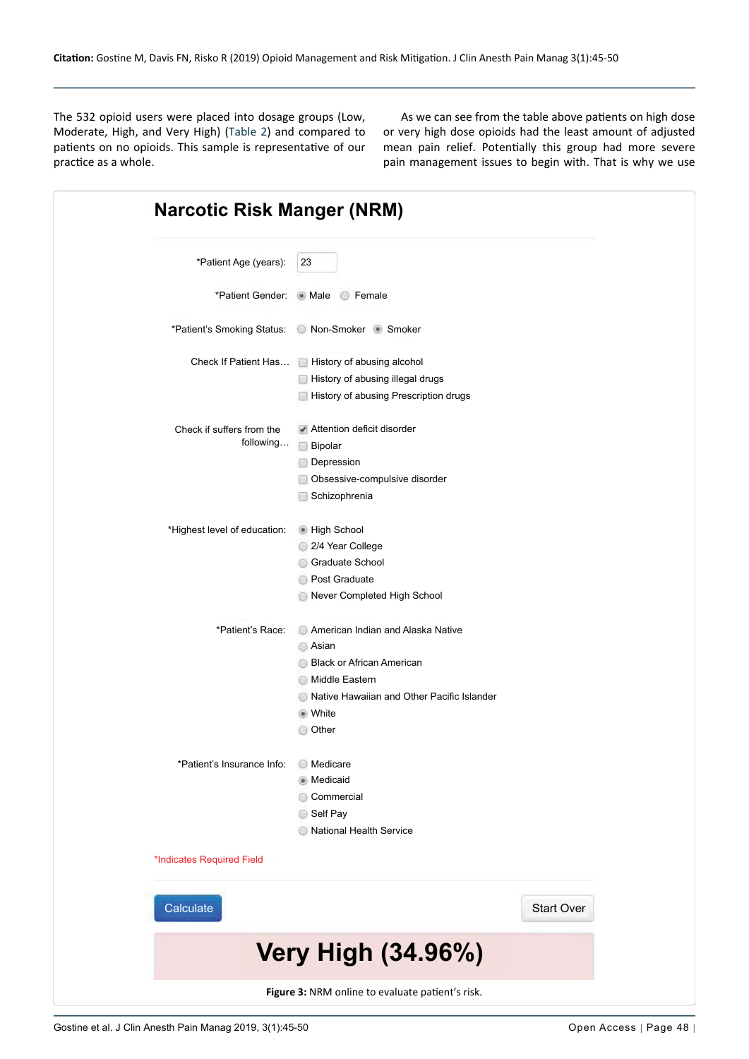The 532 opioid users were placed into dosage groups (Low, Moderate, High, and Very High) (Table 2) and compared to patients on no opioids. This sample is representative of our practice as a whole.

As we can see from the table above patients on high dose or very high dose opioids had the least amount of adjusted mean pain relief. Potentially this group had more severe pain management issues to begin with. That is why we use

**Narcotic Risk Manger (NRM)**

*Patient Age (years): 23

*Patient Gender: (•) Male ( ) Female

*Patient's Smoking Status: ( ) Non-Smoker (•) Smoker

Check If Patient Has…
- [ ] History of abusing alcohol
- [ ] History of abusing illegal drugs
- [ ] History of abusing Prescription drugs

Check if suffers from the following…
- [x] Attention deficit disorder
- [ ] Bipolar
- [ ] Depression
- [ ] Obsessive-compulsive disorder
- [ ] Schizophrenia

*Highest level of education:
- (•) High School
- ( ) 2/4 Year College
- ( ) Graduate School
- ( ) Post Graduate
- ( ) Never Completed High School

*Patient's Race:
- ( ) American Indian and Alaska Native
- ( ) Asian
- ( ) Black or African American
- ( ) Middle Eastern
- ( ) Native Hawaiian and Other Pacific Islander
- (•) White
- ( ) Other

*Patient's Insurance Info:
- ( ) Medicare
- (•) Medicaid
- ( ) Commercial
- ( ) Self Pay
- ( ) National Health Service

*Indicates Required Field

Calculate | Start Over

**Very High (34.96%)**

**Figure 3:** NRM online to evaluate patient's risk.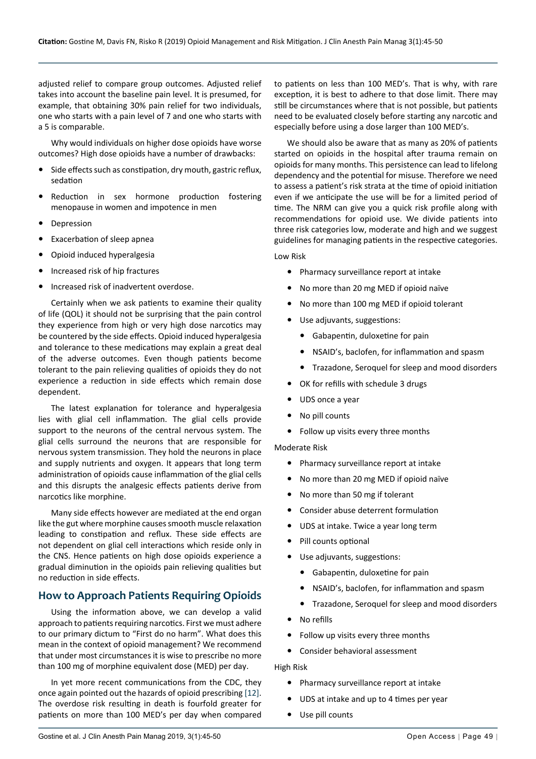adjusted relief to compare group outcomes. Adjusted relief takes into account the baseline pain level. It is presumed, for example, that obtaining 30% pain relief for two individuals, one who starts with a pain level of 7 and one who starts with a 5 is comparable.

Why would individuals on higher dose opioids have worse outcomes? High dose opioids have a number of drawbacks:

- Side effects such as constipation, dry mouth, gastric reflux, sedation
- Reduction in sex hormone production fostering menopause in women and impotence in men
- Depression
- Exacerbation of sleep apnea
- Opioid induced hyperalgesia
- Increased risk of hip fractures
- Increased risk of inadvertent overdose.

Certainly when we ask patients to examine their quality of life (QOL) it should not be surprising that the pain control they experience from high or very high dose narcotics may be countered by the side effects. Opioid induced hyperalgesia and tolerance to these medications may explain a great deal of the adverse outcomes. Even though patients become tolerant to the pain relieving qualities of opioids they do not experience a reduction in side effects which remain dose dependent.

The latest explanation for tolerance and hyperalgesia lies with glial cell inflammation. The glial cells provide support to the neurons of the central nervous system. The glial cells surround the neurons that are responsible for nervous system transmission. They hold the neurons in place and supply nutrients and oxygen. It appears that long term administration of opioids cause inflammation of the glial cells and this disrupts the analgesic effects patients derive from narcotics like morphine.

Many side effects however are mediated at the end organ like the gut where morphine causes smooth muscle relaxation leading to constipation and reflux. These side effects are not dependent on glial cell interactions which reside only in the CNS. Hence patients on high dose opioids experience a gradual diminution in the opioids pain relieving qualities but no reduction in side effects.

## How to Approach Patients Requiring Opioids

Using the information above, we can develop a valid approach to patients requiring narcotics. First we must adhere to our primary dictum to "First do no harm". What does this mean in the context of opioid management? We recommend that under most circumstances it is wise to prescribe no more than 100 mg of morphine equivalent dose (MED) per day.

In yet more recent communications from the CDC, they once again pointed out the hazards of opioid prescribing [12]. The overdose risk resulting in death is fourfold greater for patients on more than 100 MED's per day when compared to patients on less than 100 MED's. That is why, with rare exception, it is best to adhere to that dose limit. There may still be circumstances where that is not possible, but patients need to be evaluated closely before starting any narcotic and especially before using a dose larger than 100 MED's.

We should also be aware that as many as 20% of patients started on opioids in the hospital after trauma remain on opioids for many months. This persistence can lead to lifelong dependency and the potential for misuse. Therefore we need to assess a patient's risk strata at the time of opioid initiation even if we anticipate the use will be for a limited period of time. The NRM can give you a quick risk profile along with recommendations for opioid use. We divide patients into three risk categories low, moderate and high and we suggest guidelines for managing patients in the respective categories.

Low Risk

- Pharmacy surveillance report at intake
- No more than 20 mg MED if opioid naïve
- No more than 100 mg MED if opioid tolerant
- Use adjuvants, suggestions:
    - Gabapentin, duloxetine for pain
    - NSAID's, baclofen, for inflammation and spasm
    - Trazadone, Seroquel for sleep and mood disorders
- OK for refills with schedule 3 drugs
- UDS once a year
- No pill counts
- Follow up visits every three months

Moderate Risk

- Pharmacy surveillance report at intake
- No more than 20 mg MED if opioid naïve
- No more than 50 mg if tolerant
- Consider abuse deterrent formulation
- UDS at intake. Twice a year long term
- Pill counts optional
- Use adjuvants, suggestions:
    - Gabapentin, duloxetine for pain
    - NSAID's, baclofen, for inflammation and spasm
    - Trazadone, Seroquel for sleep and mood disorders
- No refills
- Follow up visits every three months
- Consider behavioral assessment

High Risk

- Pharmacy surveillance report at intake
- UDS at intake and up to 4 times per year
- Use pill counts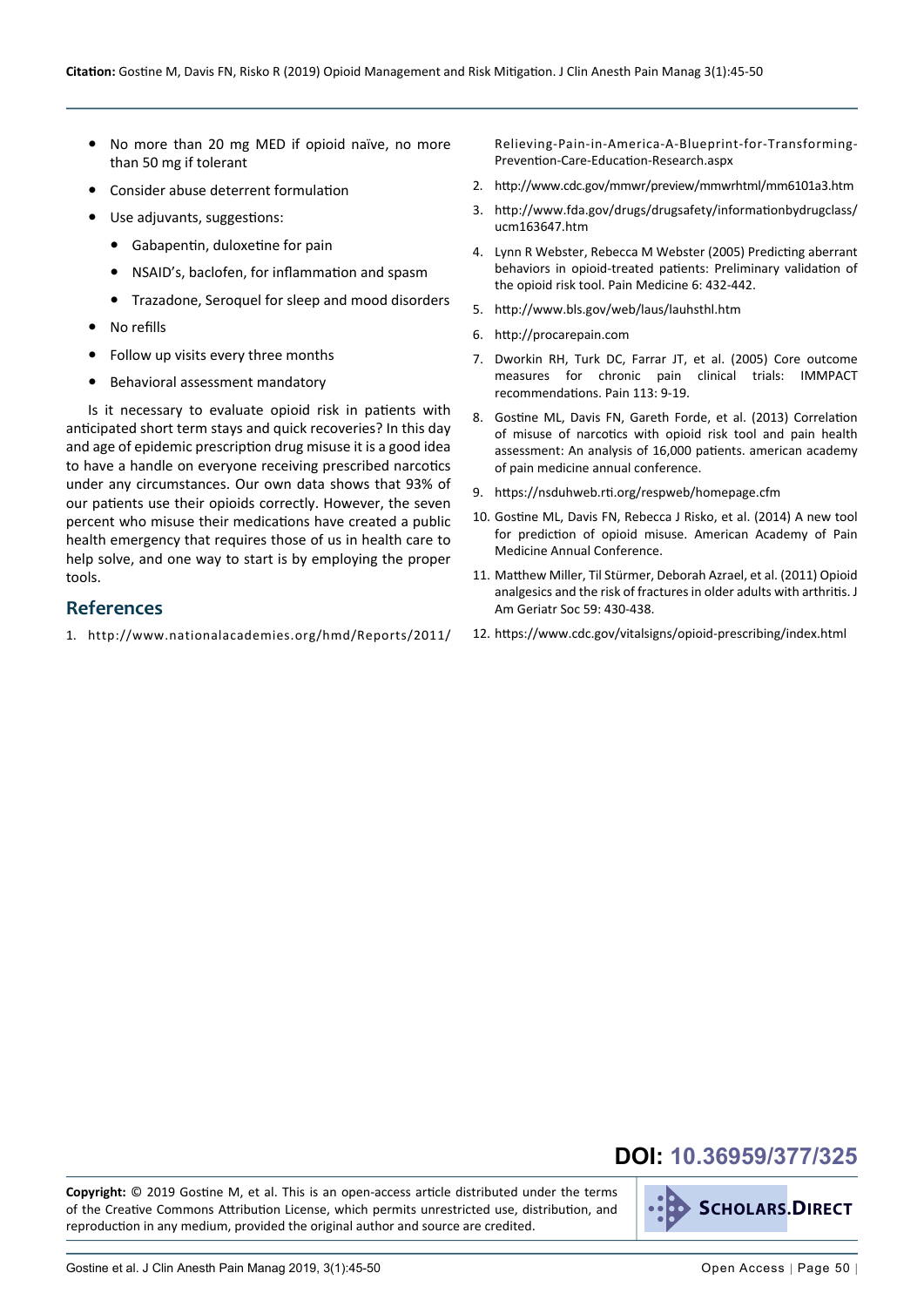- No more than 20 mg MED if opioid naïve, no more than 50 mg if tolerant
- Consider abuse deterrent formulation
- Use adjuvants, suggestions:
    - Gabapentin, duloxetine for pain
    - NSAID's, baclofen, for inflammation and spasm
    - Trazadone, Seroquel for sleep and mood disorders
- No refills
- Follow up visits every three months
- Behavioral assessment mandatory

Is it necessary to evaluate opioid risk in patients with anticipated short term stays and quick recoveries? In this day and age of epidemic prescription drug misuse it is a good idea to have a handle on everyone receiving prescribed narcotics under any circumstances. Our own data shows that 93% of our patients use their opioids correctly. However, the seven percent who misuse their medications have created a public health emergency that requires those of us in health care to help solve, and one way to start is by employing the proper tools.

## References

1. http://www.nationalacademies.org/hmd/Reports/2011/Relieving-Pain-in-America-A-Blueprint-for-Transforming-Prevention-Care-Education-Research.aspx
2. http://www.cdc.gov/mmwr/preview/mmwrhtml/mm6101a3.htm
3. http://www.fda.gov/drugs/drugsafety/informationbydrugclass/ucm163647.htm
4. Lynn R Webster, Rebecca M Webster (2005) Predicting aberrant behaviors in opioid-treated patients: Preliminary validation of the opioid risk tool. Pain Medicine 6: 432-442.
5. http://www.bls.gov/web/laus/lauhsthl.htm
6. http://procarepain.com
7. Dworkin RH, Turk DC, Farrar JT, et al. (2005) Core outcome measures for chronic pain clinical trials: IMMPACT recommendations. Pain 113: 9-19.
8. Gostine ML, Davis FN, Gareth Forde, et al. (2013) Correlation of misuse of narcotics with opioid risk tool and pain health assessment: An analysis of 16,000 patients. american academy of pain medicine annual conference.
9. https://nsduhweb.rti.org/respweb/homepage.cfm
10. Gostine ML, Davis FN, Rebecca J Risko, et al. (2014) A new tool for prediction of opioid misuse. American Academy of Pain Medicine Annual Conference.
11. Matthew Miller, Til Stürmer, Deborah Azrael, et al. (2011) Opioid analgesics and the risk of fractures in older adults with arthritis. J Am Geriatr Soc 59: 430-438.
12. https://www.cdc.gov/vitalsigns/opioid-prescribing/index.html

**DOI: 10.36959/377/325**

**Copyright:** © 2019 Gostine M, et al. This is an open-access article distributed under the terms of the Creative Commons Attribution License, which permits unrestricted use, distribution, and reproduction in any medium, provided the original author and source are credited.